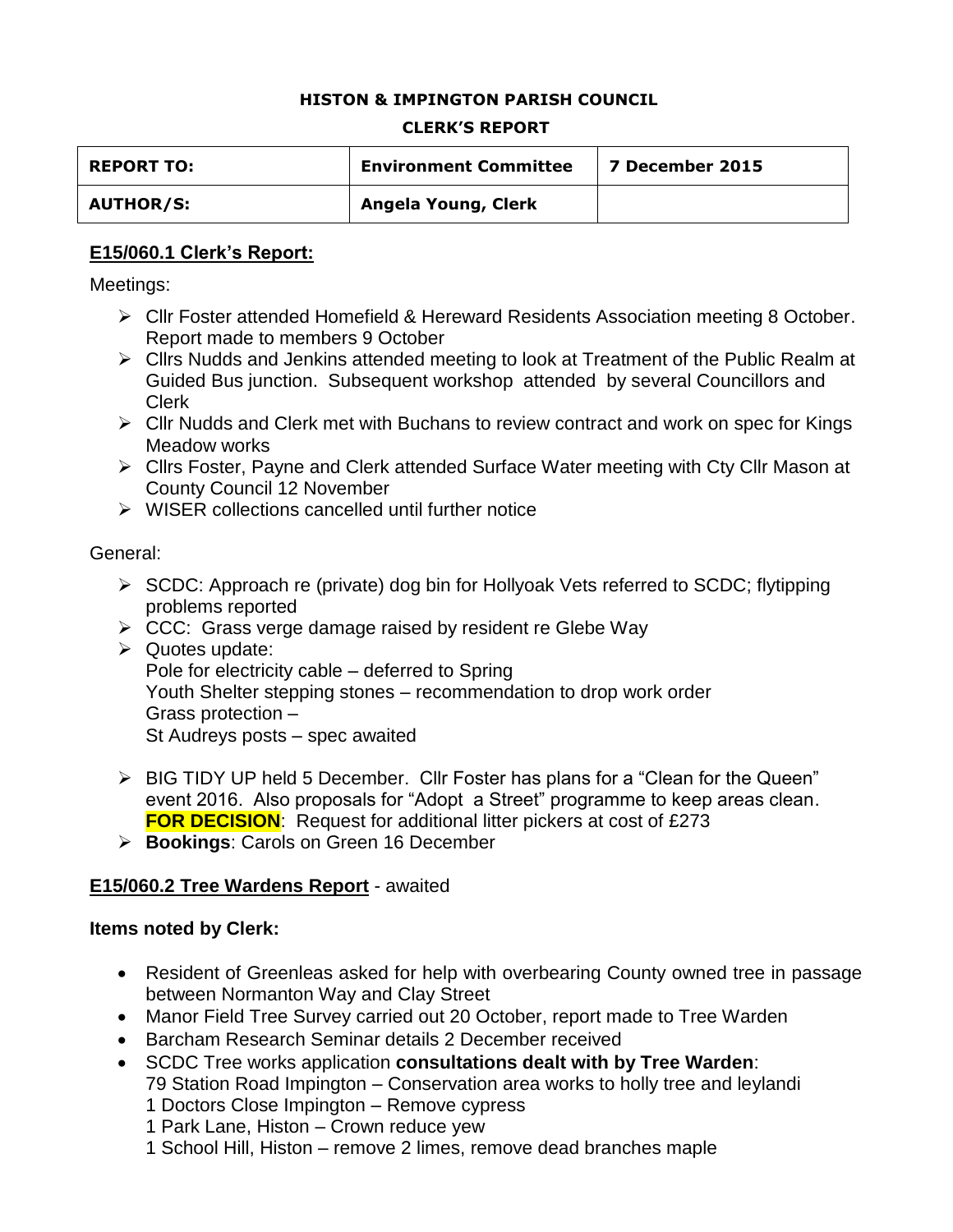**HISTON & IMPINGTON PARISH COUNCIL**

**CLERK'S REPORT**

| | | |
|---|---|---|
| **REPORT TO:** | **Environment Committee** | **7 December 2015** |
| **AUTHOR/S:** | **Angela Young, Clerk** | |

## E15/060.1 Clerk's Report:

Meetings:

- Cllr Foster attended Homefield & Hereward Residents Association meeting 8 October. Report made to members 9 October
- Cllrs Nudds and Jenkins attended meeting to look at Treatment of the Public Realm at Guided Bus junction. Subsequent workshop attended by several Councillors and Clerk
- Cllr Nudds and Clerk met with Buchans to review contract and work on spec for Kings Meadow works
- Cllrs Foster, Payne and Clerk attended Surface Water meeting with Cty Cllr Mason at County Council 12 November
- WISER collections cancelled until further notice

General:

- SCDC: Approach re (private) dog bin for Hollyoak Vets referred to SCDC; flytipping problems reported
- CCC: Grass verge damage raised by resident re Glebe Way
- Quotes update:
  Pole for electricity cable – deferred to Spring
  Youth Shelter stepping stones – recommendation to drop work order
  Grass protection –
  St Audreys posts – spec awaited
- BIG TIDY UP held 5 December. Cllr Foster has plans for a "Clean for the Queen" event 2016. Also proposals for "Adopt a Street" programme to keep areas clean. **FOR DECISION**: Request for additional litter pickers at cost of £273
- **Bookings**: Carols on Green 16 December

## E15/060.2 Tree Wardens Report - awaited

**Items noted by Clerk:**

- Resident of Greenleas asked for help with overbearing County owned tree in passage between Normanton Way and Clay Street
- Manor Field Tree Survey carried out 20 October, report made to Tree Warden
- Barcham Research Seminar details 2 December received
- SCDC Tree works application **consultations dealt with by Tree Warden**:
  79 Station Road Impington – Conservation area works to holly tree and leylandi
  1 Doctors Close Impington – Remove cypress
  1 Park Lane, Histon – Crown reduce yew
  1 School Hill, Histon – remove 2 limes, remove dead branches maple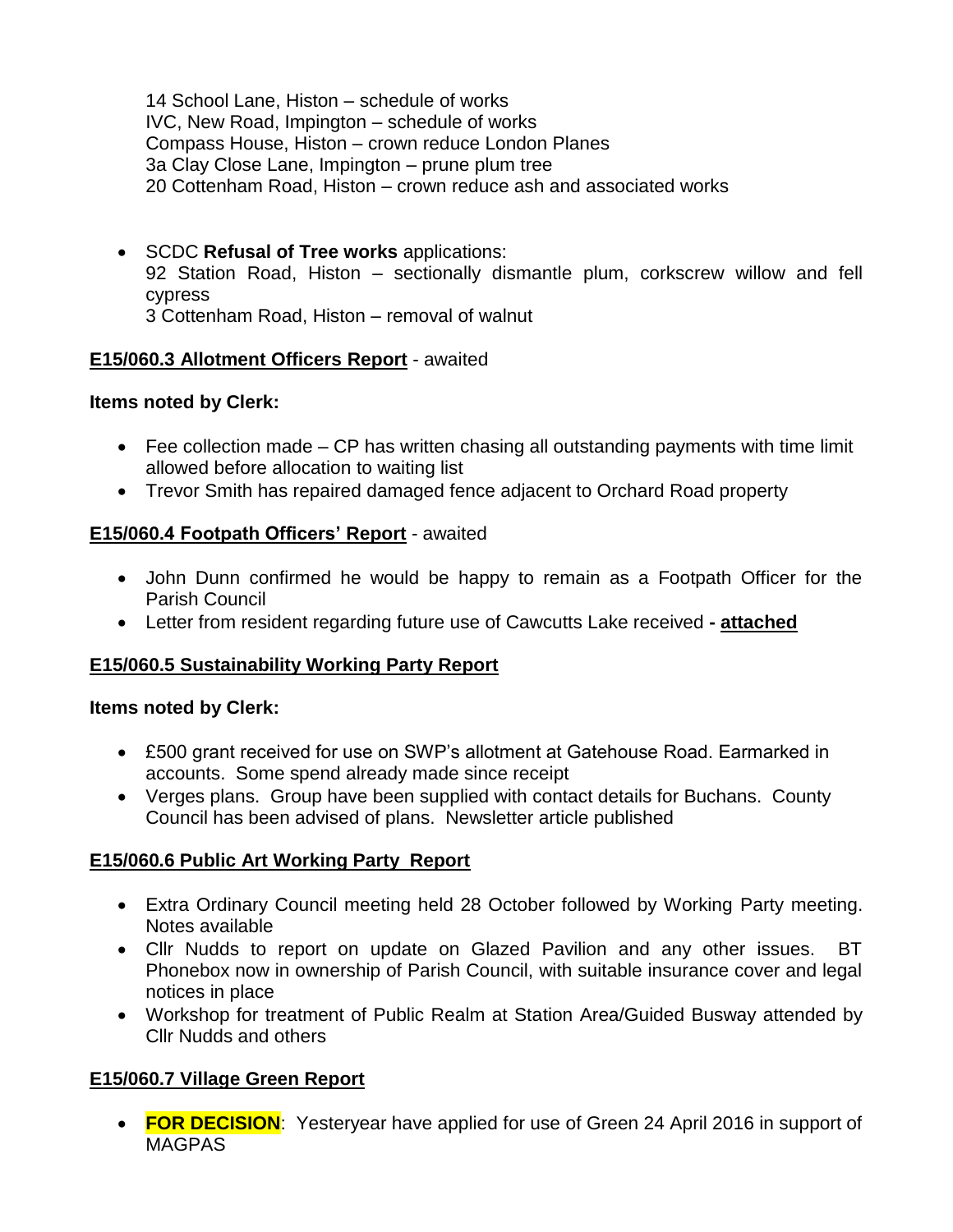14 School Lane, Histon – schedule of works
IVC, New Road, Impington – schedule of works
Compass House, Histon – crown reduce London Planes
3a Clay Close Lane, Impington – prune plum tree
20 Cottenham Road, Histon – crown reduce ash and associated works

- SCDC **Refusal of Tree works** applications:
  92 Station Road, Histon – sectionally dismantle plum, corkscrew willow and fell cypress
  3 Cottenham Road, Histon – removal of walnut

**E15/060.3 Allotment Officers Report** - awaited

**Items noted by Clerk:**

- Fee collection made – CP has written chasing all outstanding payments with time limit allowed before allocation to waiting list
- Trevor Smith has repaired damaged fence adjacent to Orchard Road property

**E15/060.4 Footpath Officers' Report** - awaited

- John Dunn confirmed he would be happy to remain as a Footpath Officer for the Parish Council
- Letter from resident regarding future use of Cawcutts Lake received **- attached**

**E15/060.5 Sustainability Working Party Report**

**Items noted by Clerk:**

- £500 grant received for use on SWP's allotment at Gatehouse Road. Earmarked in accounts. Some spend already made since receipt
- Verges plans. Group have been supplied with contact details for Buchans. County Council has been advised of plans. Newsletter article published

**E15/060.6 Public Art Working Party Report**

- Extra Ordinary Council meeting held 28 October followed by Working Party meeting. Notes available
- Cllr Nudds to report on update on Glazed Pavilion and any other issues. BT Phonebox now in ownership of Parish Council, with suitable insurance cover and legal notices in place
- Workshop for treatment of Public Realm at Station Area/Guided Busway attended by Cllr Nudds and others

**E15/060.7 Village Green Report**

- **FOR DECISION**: Yesteryear have applied for use of Green 24 April 2016 in support of MAGPAS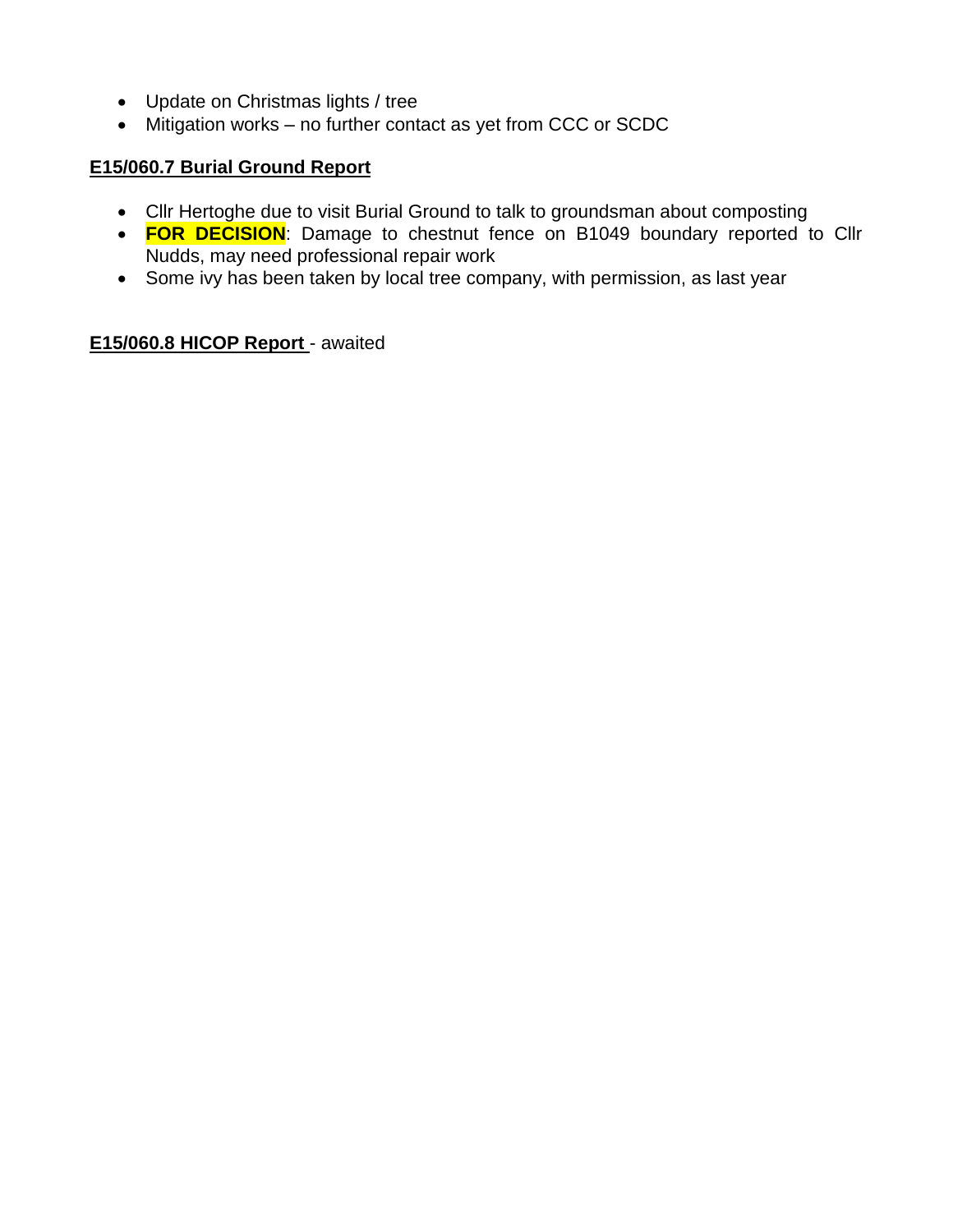- Update on Christmas lights / tree
- Mitigation works – no further contact as yet from CCC or SCDC

**E15/060.7 Burial Ground Report**

- Cllr Hertoghe due to visit Burial Ground to talk to groundsman about composting
- **FOR DECISION**: Damage to chestnut fence on B1049 boundary reported to Cllr Nudds, may need professional repair work
- Some ivy has been taken by local tree company, with permission, as last year

**E15/060.8 HICOP Report** - awaited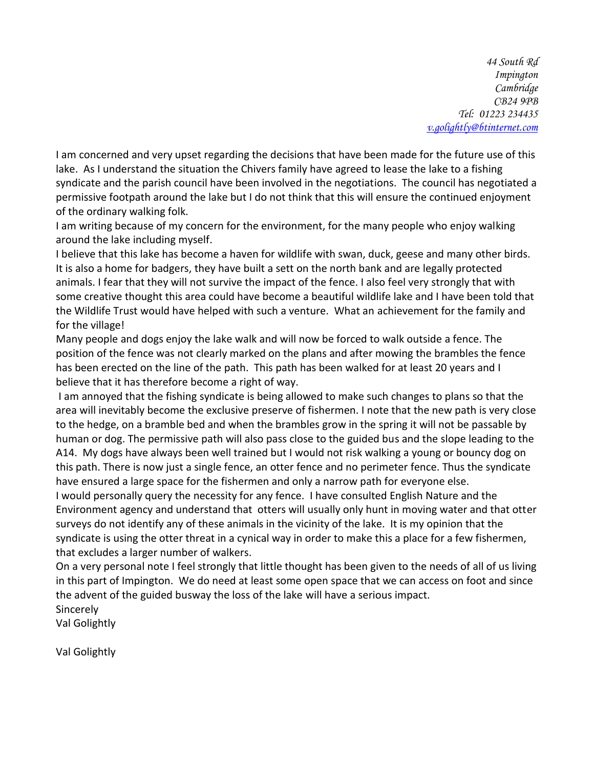*44 South Rd*
*Impington*
*Cambridge*
*CB24 9PB*
*Tel: 01223 234435*
*v.golightly@btinternet.com*

I am concerned and very upset regarding the decisions that have been made for the future use of this lake. As I understand the situation the Chivers family have agreed to lease the lake to a fishing syndicate and the parish council have been involved in the negotiations. The council has negotiated a permissive footpath around the lake but I do not think that this will ensure the continued enjoyment of the ordinary walking folk.

I am writing because of my concern for the environment, for the many people who enjoy walking around the lake including myself.

I believe that this lake has become a haven for wildlife with swan, duck, geese and many other birds. It is also a home for badgers, they have built a sett on the north bank and are legally protected animals. I fear that they will not survive the impact of the fence. I also feel very strongly that with some creative thought this area could have become a beautiful wildlife lake and I have been told that the Wildlife Trust would have helped with such a venture. What an achievement for the family and for the village!

Many people and dogs enjoy the lake walk and will now be forced to walk outside a fence. The position of the fence was not clearly marked on the plans and after mowing the brambles the fence has been erected on the line of the path. This path has been walked for at least 20 years and I believe that it has therefore become a right of way.

I am annoyed that the fishing syndicate is being allowed to make such changes to plans so that the area will inevitably become the exclusive preserve of fishermen. I note that the new path is very close to the hedge, on a bramble bed and when the brambles grow in the spring it will not be passable by human or dog. The permissive path will also pass close to the guided bus and the slope leading to the A14. My dogs have always been well trained but I would not risk walking a young or bouncy dog on this path. There is now just a single fence, an otter fence and no perimeter fence. Thus the syndicate have ensured a large space for the fishermen and only a narrow path for everyone else.

I would personally query the necessity for any fence. I have consulted English Nature and the Environment agency and understand that otters will usually only hunt in moving water and that otter surveys do not identify any of these animals in the vicinity of the lake. It is my opinion that the syndicate is using the otter threat in a cynical way in order to make this a place for a few fishermen, that excludes a larger number of walkers.

On a very personal note I feel strongly that little thought has been given to the needs of all of us living in this part of Impington. We do need at least some open space that we can access on foot and since the advent of the guided busway the loss of the lake will have a serious impact.

Sincerely
Val Golightly

Val Golightly